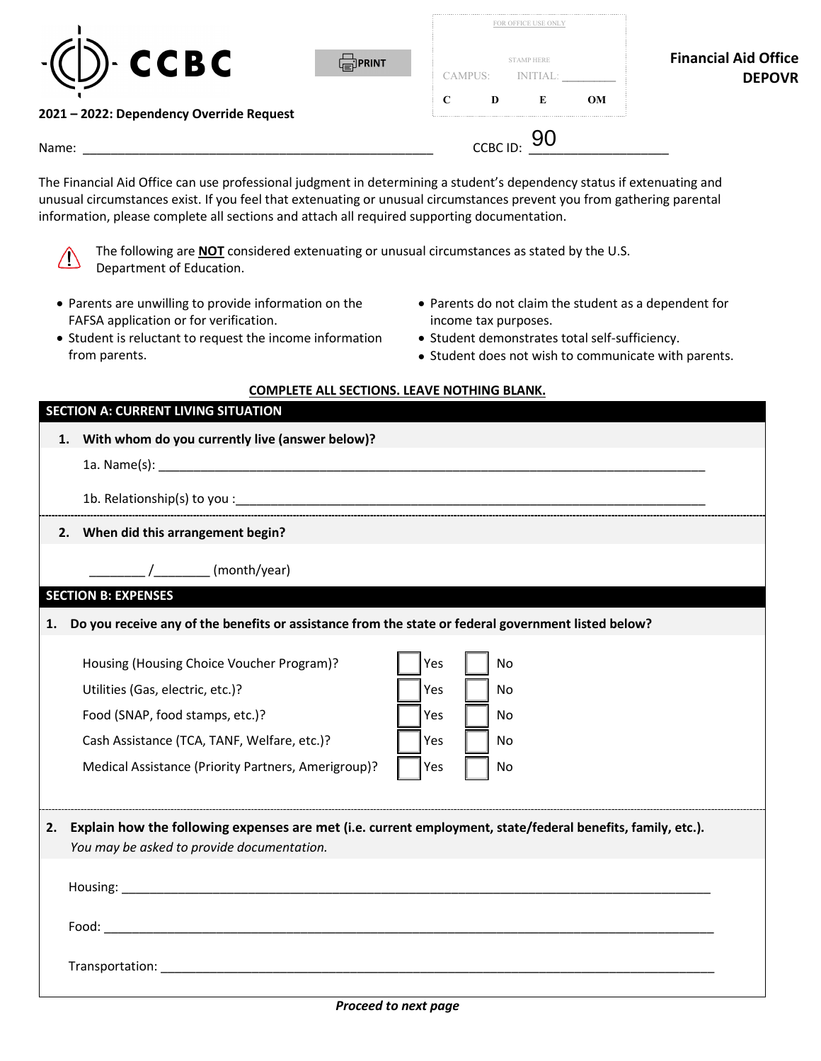CCBC

PRINT

FOR OFFICE USE ONLY

STAMP HERE

CAMPUS: INITIAL: ________

C D E OM

**Financial Aid Office**
**DEPOVR**

**2021 – 2022: Dependency Override Request**

Name: ______________________________________________ CCBC ID: 90_________________

The Financial Aid Office can use professional judgment in determining a student's dependency status if extenuating and unusual circumstances exist. If you feel that extenuating or unusual circumstances prevent you from gathering parental information, please complete all sections and attach all required supporting documentation.

⚠ The following are **NOT** considered extenuating or unusual circumstances as stated by the U.S. Department of Education.

- Parents are unwilling to provide information on the FAFSA application or for verification.
- Student is reluctant to request the income information from parents.
- Parents do not claim the student as a dependent for income tax purposes.
- Student demonstrates total self-sufficiency.
- Student does not wish to communicate with parents.

**COMPLETE ALL SECTIONS. LEAVE NOTHING BLANK.**

## SECTION A: CURRENT LIVING SITUATION

**1. With whom do you currently live (answer below)?**

1a. Name(s): ______________________________________________________________________

1b. Relationship(s) to you :_________________________________________________________________

**2. When did this arrangement begin?**

________ /________ (month/year)

## SECTION B: EXPENSES

**1. Do you receive any of the benefits or assistance from the state or federal government listed below?**

| | | |
|---|---|---|
| Housing (Housing Choice Voucher Program)? | ☐ Yes | ☐ No |
| Utilities (Gas, electric, etc.)? | ☐ Yes | ☐ No |
| Food (SNAP, food stamps, etc.)? | ☐ Yes | ☐ No |
| Cash Assistance (TCA, TANF, Welfare, etc.)? | ☐ Yes | ☐ No |
| Medical Assistance (Priority Partners, Amerigroup)? | ☐ Yes | ☐ No |

**2. Explain how the following expenses are met (i.e. current employment, state/federal benefits, family, etc.).**
*You may be asked to provide documentation.*

Housing: ______________________________________________________________________________

Food: _________________________________________________________________________________

Transportation: _________________________________________________________________________

***Proceed to next page***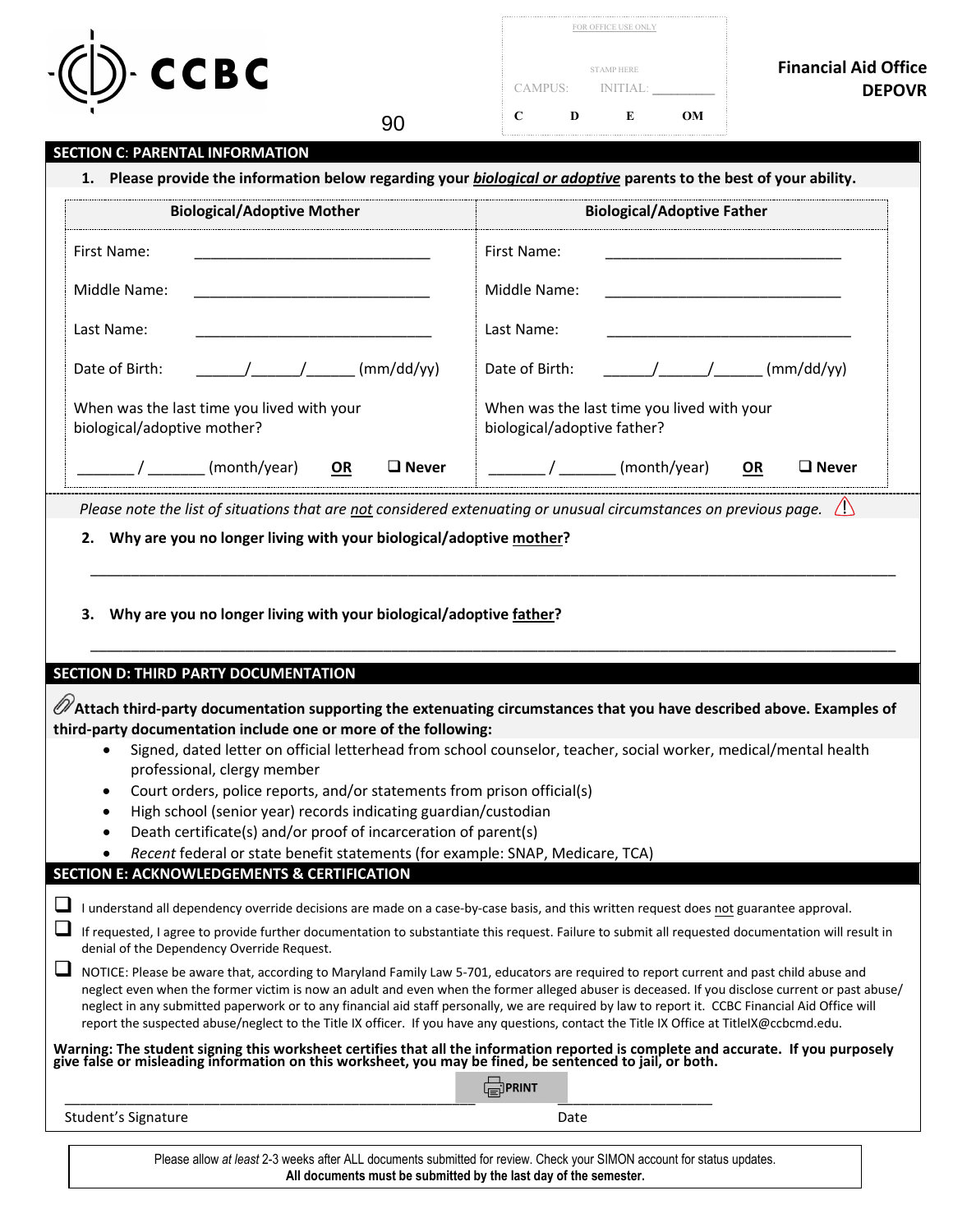CCBC

90

FOR OFFICE USE ONLY

STAMP HERE

CAMPUS: INITIAL: _________

C D E OM

**Financial Aid Office**
**DEPOVR**

## SECTION C: PARENTAL INFORMATION

**1. Please provide the information below regarding your *biological or adoptive* parents to the best of your ability.**

| Biological/Adoptive Mother | Biological/Adoptive Father |
|---|---|
| First Name: ______________________________ | First Name: ______________________________ |
| Middle Name: ______________________________ | Middle Name: ______________________________ |
| Last Name: ______________________________ | Last Name: ______________________________ |
| Date of Birth: ______/______/______ (mm/dd/yy) | Date of Birth: ______/______/______ (mm/dd/yy) |
| When was the last time you lived with your biological/adoptive mother? | When was the last time you lived with your biological/adoptive father? |
| _______ / _______ (month/year) **OR** ❑ **Never** | _______ / _______ (month/year) **OR** ❑ **Never** |

*Please note the list of situations that are not considered extenuating or unusual circumstances on previous page.* ⚠

**2. Why are you no longer living with your biological/adoptive mother?**

_______________________________________________________________________________________________

**3. Why are you no longer living with your biological/adoptive father?**

_______________________________________________________________________________________________

## SECTION D: THIRD PARTY DOCUMENTATION

**Attach third-party documentation supporting the extenuating circumstances that you have described above. Examples of third-party documentation include one or more of the following:**

- Signed, dated letter on official letterhead from school counselor, teacher, social worker, medical/mental health professional, clergy member
- Court orders, police reports, and/or statements from prison official(s)
- High school (senior year) records indicating guardian/custodian
- Death certificate(s) and/or proof of incarceration of parent(s)
- *Recent* federal or state benefit statements (for example: SNAP, Medicare, TCA)

## SECTION E: ACKNOWLEDGEMENTS & CERTIFICATION

❑ I understand all dependency override decisions are made on a case-by-case basis, and this written request does not guarantee approval.

❑ If requested, I agree to provide further documentation to substantiate this request. Failure to submit all requested documentation will result in denial of the Dependency Override Request.

❑ NOTICE: Please be aware that, according to Maryland Family Law 5-701, educators are required to report current and past child abuse and neglect even when the former victim is now an adult and even when the former alleged abuser is deceased. If you disclose current or past abuse/neglect in any submitted paperwork or to any financial aid staff personally, we are required by law to report it. CCBC Financial Aid Office will report the suspected abuse/neglect to the Title IX officer. If you have any questions, contact the Title IX Office at TitleIX@ccbcmd.edu.

**Warning: The student signing this worksheet certifies that all the information reported is complete and accurate. If you purposely give false or misleading information on this worksheet, you may be fined, be sentenced to jail, or both.**

PRINT

_______________________________________________________ _____________________

Student's Signature Date

Please allow *at least* 2-3 weeks after ALL documents submitted for review. Check your SIMON account for status updates.
**All documents must be submitted by the last day of the semester.**